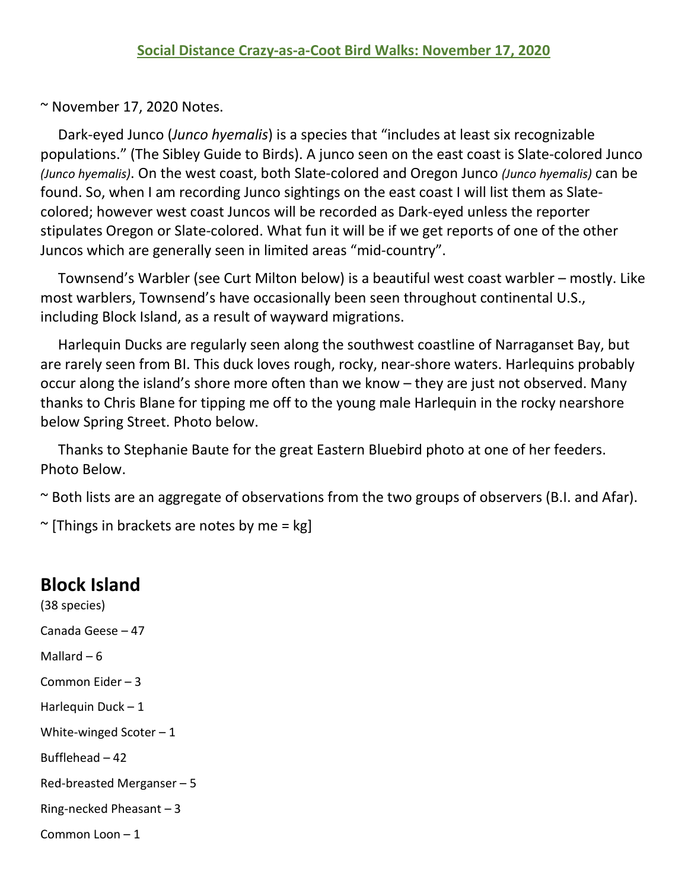## **Social Distance Crazy-as-a-Coot Bird Walks: November 17, 2020**

~ November 17, 2020 Notes.

Dark-eyed Junco (*Junco hyemalis*) is a species that "includes at least six recognizable populations." (The Sibley Guide to Birds). A junco seen on the east coast is Slate-colored Junco *(Junco hyemalis)*. On the west coast, both Slate-colored and Oregon Junco *(Junco hyemalis)* can be found. So, when I am recording Junco sightings on the east coast I will list them as Slate-colored; however west coast Juncos will be recorded as Dark-eyed unless the reporter stipulates Oregon or Slate-colored. What fun it will be if we get reports of one of the other Juncos which are generally seen in limited areas "mid-country".

Townsend's Warbler (see Curt Milton below) is a beautiful west coast warbler – mostly. Like most warblers, Townsend's have occasionally been seen throughout continental U.S., including Block Island, as a result of wayward migrations.

Harlequin Ducks are regularly seen along the southwest coastline of Narraganset Bay, but are rarely seen from BI. This duck loves rough, rocky, near-shore waters. Harlequins probably occur along the island's shore more often than we know – they are just not observed. Many thanks to Chris Blane for tipping me off to the young male Harlequin in the rocky nearshore below Spring Street. Photo below.

Thanks to Stephanie Baute for the great Eastern Bluebird photo at one of her feeders. Photo Below.

~ Both lists are an aggregate of observations from the two groups of observers (B.I. and Afar).

~ [Things in brackets are notes by me = kg]

# Block Island

(38 species)

Canada Geese – 47

Mallard – 6

Common Eider – 3

Harlequin Duck – 1

White-winged Scoter – 1

Bufflehead – 42

Red-breasted Merganser – 5

Ring-necked Pheasant – 3

Common Loon – 1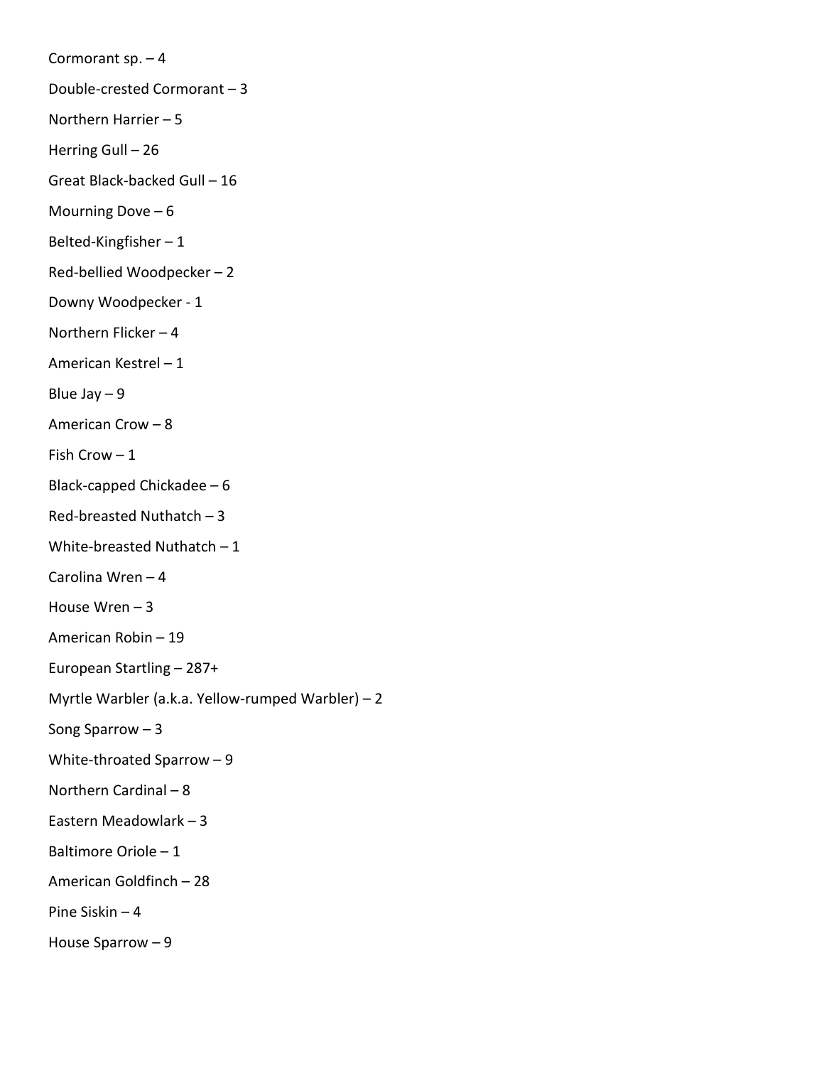Cormorant sp. – 4

Double-crested Cormorant – 3

Northern Harrier – 5

Herring Gull – 26

Great Black-backed Gull – 16

Mourning Dove – 6

Belted-Kingfisher – 1

Red-bellied Woodpecker – 2

Downy Woodpecker - 1

Northern Flicker – 4

American Kestrel – 1

Blue Jay – 9

American Crow – 8

Fish Crow – 1

Black-capped Chickadee – 6

Red-breasted Nuthatch – 3

White-breasted Nuthatch – 1

Carolina Wren – 4

House Wren – 3

American Robin – 19

European Startling – 287+

Myrtle Warbler (a.k.a. Yellow-rumped Warbler) – 2

Song Sparrow – 3

White-throated Sparrow – 9

Northern Cardinal – 8

Eastern Meadowlark – 3

Baltimore Oriole – 1

American Goldfinch – 28

Pine Siskin – 4

House Sparrow – 9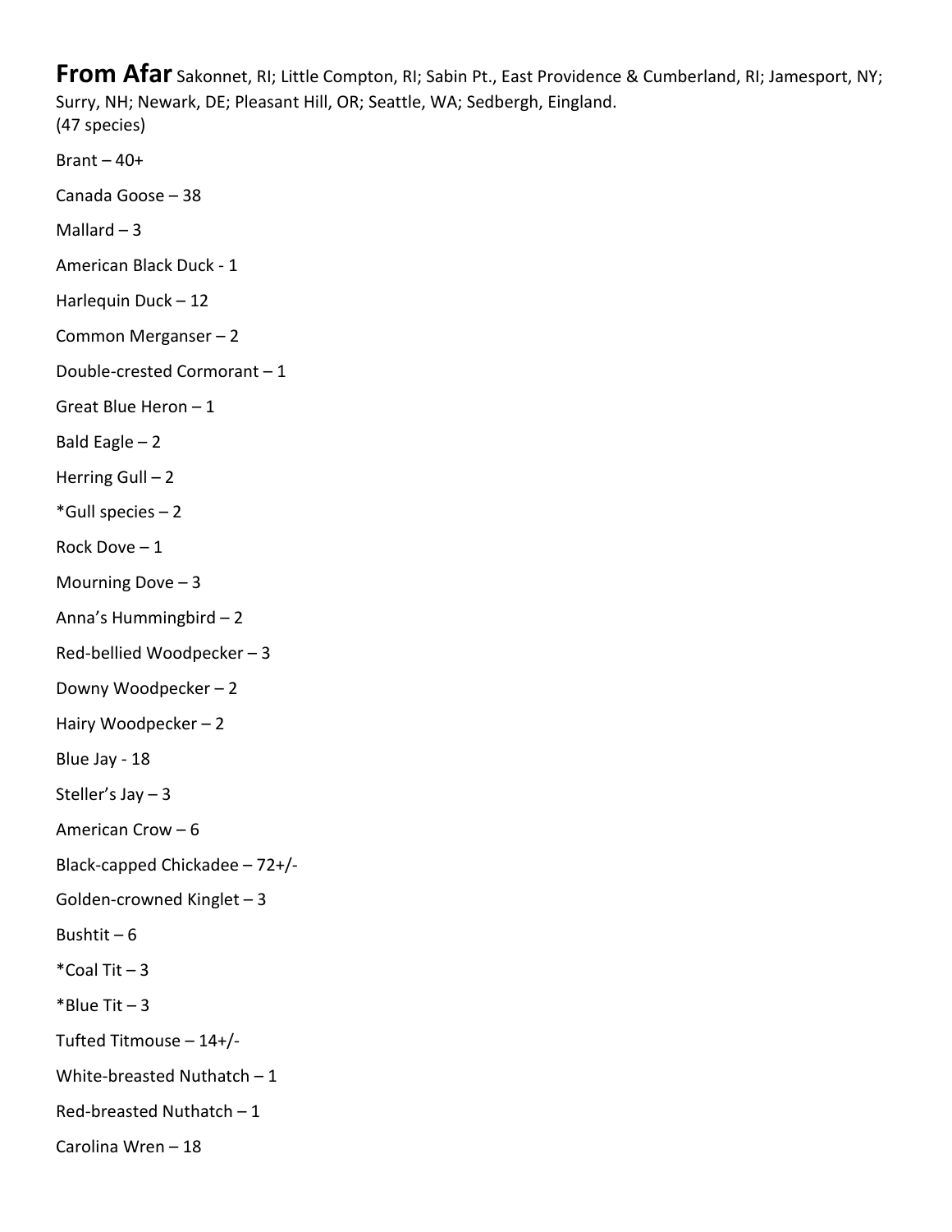**From Afar** Sakonnet, RI; Little Compton, RI; Sabin Pt., East Providence & Cumberland, RI; Jamesport, NY; Surry, NH; Newark, DE; Pleasant Hill, OR; Seattle, WA; Sedbergh, Eingland.
(47 species)

Brant – 40+

Canada Goose – 38

Mallard – 3

American Black Duck - 1

Harlequin Duck – 12

Common Merganser – 2

Double-crested Cormorant – 1

Great Blue Heron – 1

Bald Eagle – 2

Herring Gull – 2

*Gull species – 2

Rock Dove – 1

Mourning Dove – 3

Anna's Hummingbird – 2

Red-bellied Woodpecker – 3

Downy Woodpecker – 2

Hairy Woodpecker – 2

Blue Jay - 18

Steller's Jay – 3

American Crow – 6

Black-capped Chickadee – 72+/-

Golden-crowned Kinglet – 3

Bushtit – 6

*Coal Tit – 3

*Blue Tit – 3

Tufted Titmouse – 14+/-

White-breasted Nuthatch – 1

Red-breasted Nuthatch – 1

Carolina Wren – 18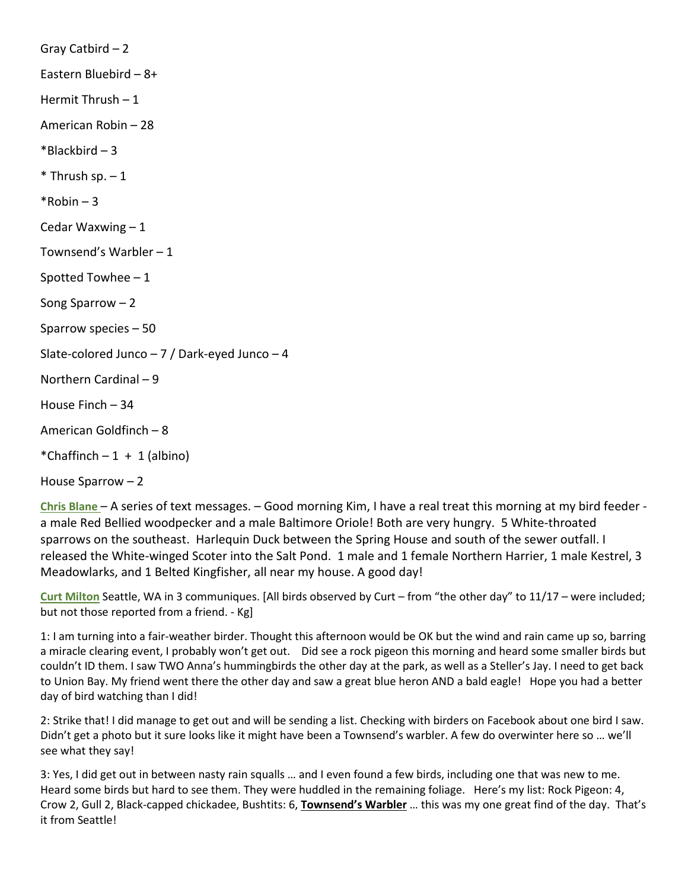Gray Catbird – 2

Eastern Bluebird – 8+

Hermit Thrush – 1

American Robin – 28

*Blackbird – 3

* Thrush sp. – 1

*Robin – 3

Cedar Waxwing – 1

Townsend's Warbler – 1

Spotted Towhee – 1

Song Sparrow – 2

Sparrow species – 50

Slate-colored Junco – 7 / Dark-eyed Junco – 4

Northern Cardinal – 9

House Finch – 34

American Goldfinch – 8

*Chaffinch – 1 + 1 (albino)

House Sparrow – 2

**Chris Blane** – A series of text messages. – Good morning Kim, I have a real treat this morning at my bird feeder - a male Red Bellied woodpecker and a male Baltimore Oriole! Both are very hungry. 5 White-throated sparrows on the southeast. Harlequin Duck between the Spring House and south of the sewer outfall. I released the White-winged Scoter into the Salt Pond. 1 male and 1 female Northern Harrier, 1 male Kestrel, 3 Meadowlarks, and 1 Belted Kingfisher, all near my house. A good day!

**Curt Milton** Seattle, WA in 3 communiques. [All birds observed by Curt – from "the other day" to 11/17 – were included; but not those reported from a friend. - Kg]

1: I am turning into a fair-weather birder. Thought this afternoon would be OK but the wind and rain came up so, barring a miracle clearing event, I probably won't get out. Did see a rock pigeon this morning and heard some smaller birds but couldn't ID them. I saw TWO Anna's hummingbirds the other day at the park, as well as a Steller's Jay. I need to get back to Union Bay. My friend went there the other day and saw a great blue heron AND a bald eagle! Hope you had a better day of bird watching than I did!

2: Strike that! I did manage to get out and will be sending a list. Checking with birders on Facebook about one bird I saw. Didn't get a photo but it sure looks like it might have been a Townsend's warbler. A few do overwinter here so … we'll see what they say!

3: Yes, I did get out in between nasty rain squalls … and I even found a few birds, including one that was new to me. Heard some birds but hard to see them. They were huddled in the remaining foliage. Here's my list: Rock Pigeon: 4, Crow 2, Gull 2, Black-capped chickadee, Bushtits: 6, **Townsend's Warbler** … this was my one great find of the day. That's it from Seattle!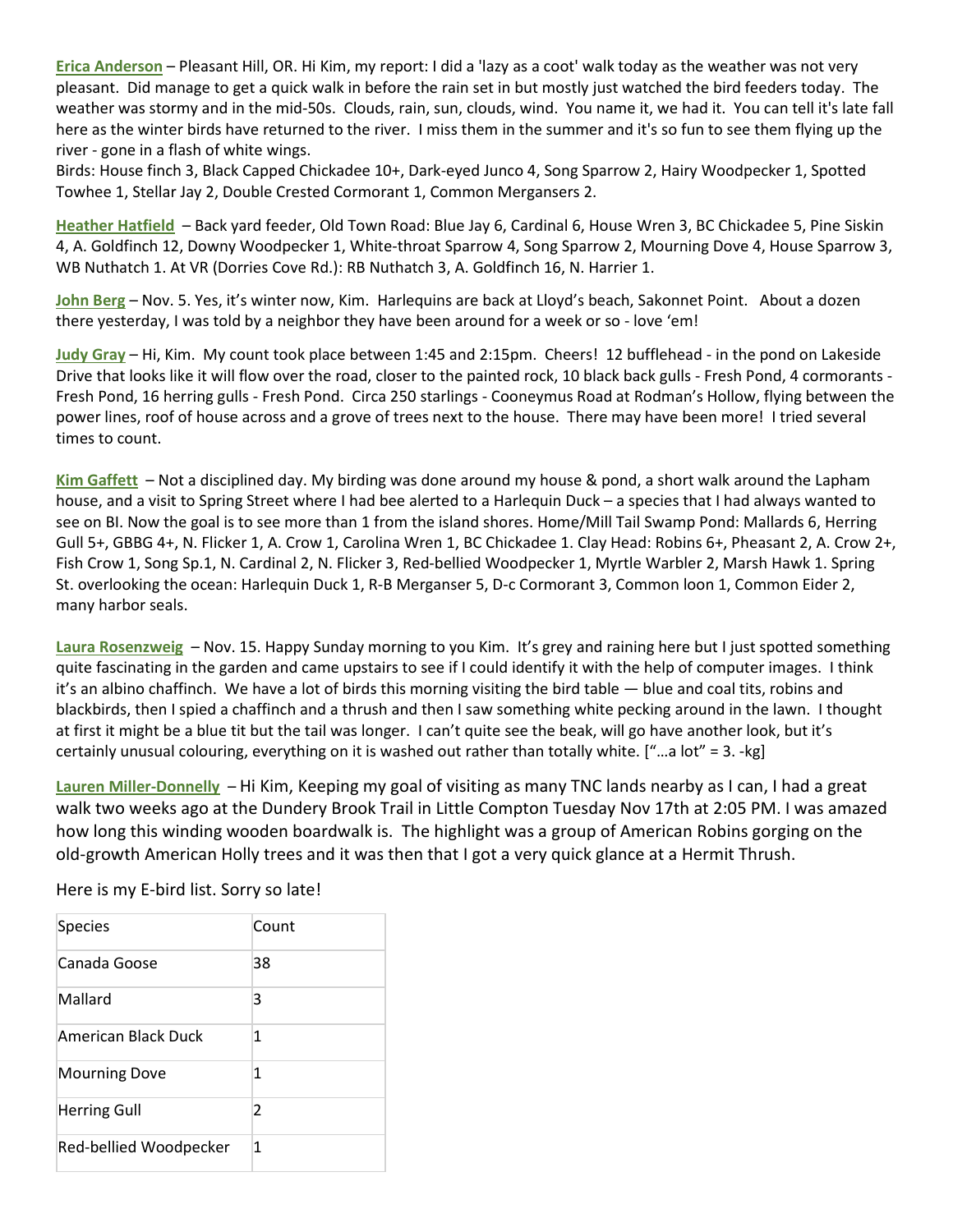**Erica Anderson** – Pleasant Hill, OR. Hi Kim, my report: I did a 'lazy as a coot' walk today as the weather was not very pleasant. Did manage to get a quick walk in before the rain set in but mostly just watched the bird feeders today. The weather was stormy and in the mid-50s. Clouds, rain, sun, clouds, wind. You name it, we had it. You can tell it's late fall here as the winter birds have returned to the river. I miss them in the summer and it's so fun to see them flying up the river - gone in a flash of white wings.
Birds: House finch 3, Black Capped Chickadee 10+, Dark-eyed Junco 4, Song Sparrow 2, Hairy Woodpecker 1, Spotted Towhee 1, Stellar Jay 2, Double Crested Cormorant 1, Common Mergansers 2.

**Heather Hatfield** – Back yard feeder, Old Town Road: Blue Jay 6, Cardinal 6, House Wren 3, BC Chickadee 5, Pine Siskin 4, A. Goldfinch 12, Downy Woodpecker 1, White-throat Sparrow 4, Song Sparrow 2, Mourning Dove 4, House Sparrow 3, WB Nuthatch 1. At VR (Dorries Cove Rd.): RB Nuthatch 3, A. Goldfinch 16, N. Harrier 1.

**John Berg** – Nov. 5. Yes, it's winter now, Kim. Harlequins are back at Lloyd's beach, Sakonnet Point. About a dozen there yesterday, I was told by a neighbor they have been around for a week or so - love 'em!

**Judy Gray** – Hi, Kim. My count took place between 1:45 and 2:15pm. Cheers! 12 bufflehead - in the pond on Lakeside Drive that looks like it will flow over the road, closer to the painted rock, 10 black back gulls - Fresh Pond, 4 cormorants - Fresh Pond, 16 herring gulls - Fresh Pond. Circa 250 starlings - Cooneymus Road at Rodman's Hollow, flying between the power lines, roof of house across and a grove of trees next to the house. There may have been more! I tried several times to count.

**Kim Gaffett** – Not a disciplined day. My birding was done around my house & pond, a short walk around the Lapham house, and a visit to Spring Street where I had bee alerted to a Harlequin Duck – a species that I had always wanted to see on BI. Now the goal is to see more than 1 from the island shores. Home/Mill Tail Swamp Pond: Mallards 6, Herring Gull 5+, GBBG 4+, N. Flicker 1, A. Crow 1, Carolina Wren 1, BC Chickadee 1. Clay Head: Robins 6+, Pheasant 2, A. Crow 2+, Fish Crow 1, Song Sp.1, N. Cardinal 2, N. Flicker 3, Red-bellied Woodpecker 1, Myrtle Warbler 2, Marsh Hawk 1. Spring St. overlooking the ocean: Harlequin Duck 1, R-B Merganser 5, D-c Cormorant 3, Common loon 1, Common Eider 2, many harbor seals.

**Laura Rosenzweig** – Nov. 15. Happy Sunday morning to you Kim. It's grey and raining here but I just spotted something quite fascinating in the garden and came upstairs to see if I could identify it with the help of computer images. I think it's an albino chaffinch. We have a lot of birds this morning visiting the bird table — blue and coal tits, robins and blackbirds, then I spied a chaffinch and a thrush and then I saw something white pecking around in the lawn. I thought at first it might be a blue tit but the tail was longer. I can't quite see the beak, will go have another look, but it's certainly unusual colouring, everything on it is washed out rather than totally white. ["…a lot" = 3. -kg]

**Lauren Miller-Donnelly** – Hi Kim, Keeping my goal of visiting as many TNC lands nearby as I can, I had a great walk two weeks ago at the Dundery Brook Trail in Little Compton Tuesday Nov 17th at 2:05 PM. I was amazed how long this winding wooden boardwalk is. The highlight was a group of American Robins gorging on the old-growth American Holly trees and it was then that I got a very quick glance at a Hermit Thrush.

Here is my E-bird list. Sorry so late!

| Species | Count |
|---|---|
| Canada Goose | 38 |
| Mallard | 3 |
| American Black Duck | 1 |
| Mourning Dove | 1 |
| Herring Gull | 2 |
| Red-bellied Woodpecker | 1 |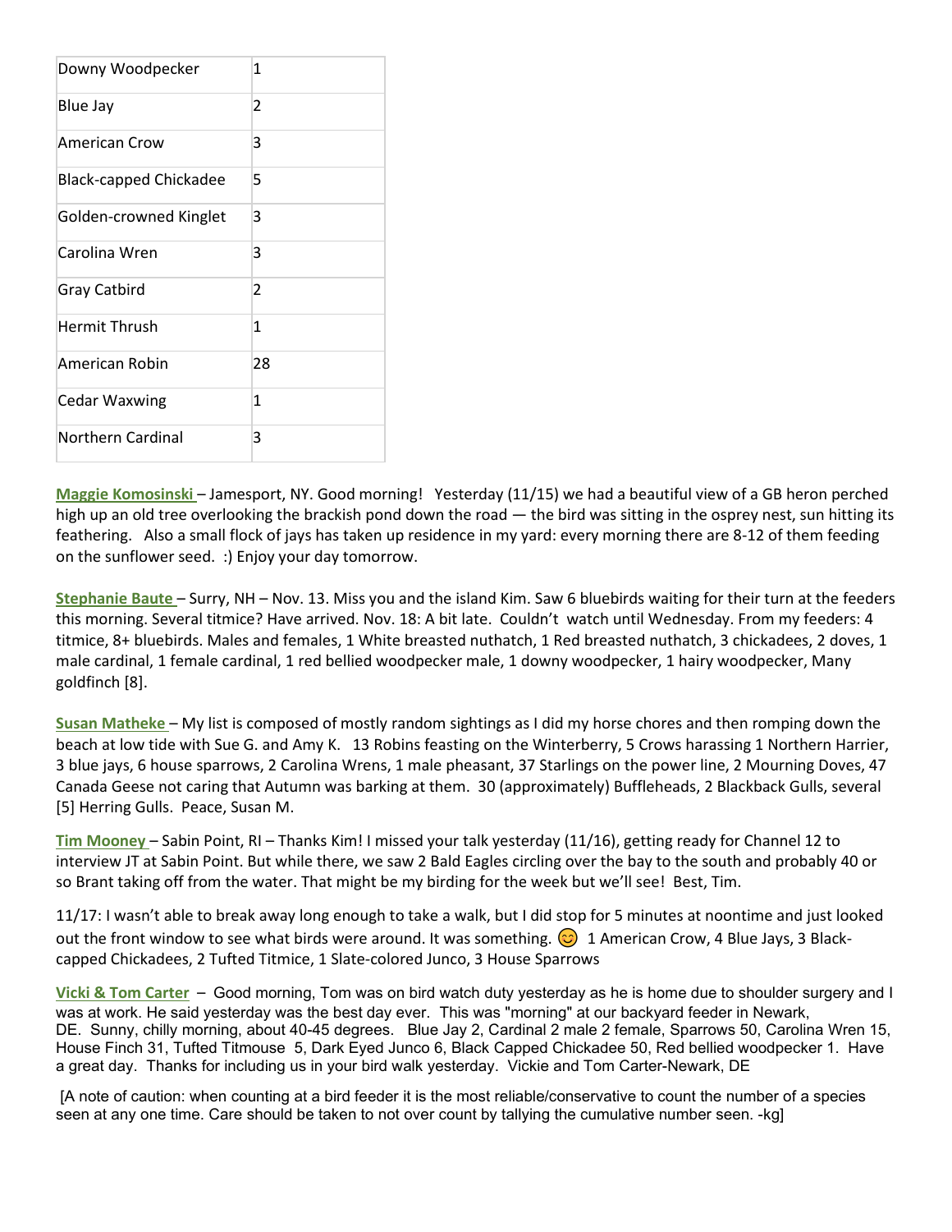| | |
|---|---|
| Downy Woodpecker | 1 |
| Blue Jay | 2 |
| American Crow | 3 |
| Black-capped Chickadee | 5 |
| Golden-crowned Kinglet | 3 |
| Carolina Wren | 3 |
| Gray Catbird | 2 |
| Hermit Thrush | 1 |
| American Robin | 28 |
| Cedar Waxwing | 1 |
| Northern Cardinal | 3 |

**Maggie Komosinski** – Jamesport, NY. Good morning! Yesterday (11/15) we had a beautiful view of a GB heron perched high up an old tree overlooking the brackish pond down the road — the bird was sitting in the osprey nest, sun hitting its feathering. Also a small flock of jays has taken up residence in my yard: every morning there are 8-12 of them feeding on the sunflower seed. :) Enjoy your day tomorrow.

**Stephanie Baute** – Surry, NH – Nov. 13. Miss you and the island Kim. Saw 6 bluebirds waiting for their turn at the feeders this morning. Several titmice? Have arrived. Nov. 18: A bit late. Couldn't watch until Wednesday. From my feeders: 4 titmice, 8+ bluebirds. Males and females, 1 White breasted nuthatch, 1 Red breasted nuthatch, 3 chickadees, 2 doves, 1 male cardinal, 1 female cardinal, 1 red bellied woodpecker male, 1 downy woodpecker, 1 hairy woodpecker, Many goldfinch [8].

**Susan Matheke** – My list is composed of mostly random sightings as I did my horse chores and then romping down the beach at low tide with Sue G. and Amy K. 13 Robins feasting on the Winterberry, 5 Crows harassing 1 Northern Harrier, 3 blue jays, 6 house sparrows, 2 Carolina Wrens, 1 male pheasant, 37 Starlings on the power line, 2 Mourning Doves, 47 Canada Geese not caring that Autumn was barking at them. 30 (approximately) Buffleheads, 2 Blackback Gulls, several [5] Herring Gulls. Peace, Susan M.

**Tim Mooney** – Sabin Point, RI – Thanks Kim! I missed your talk yesterday (11/16), getting ready for Channel 12 to interview JT at Sabin Point. But while there, we saw 2 Bald Eagles circling over the bay to the south and probably 40 or so Brant taking off from the water. That might be my birding for the week but we'll see! Best, Tim.

11/17: I wasn't able to break away long enough to take a walk, but I did stop for 5 minutes at noontime and just looked out the front window to see what birds were around. It was something. 😊 1 American Crow, 4 Blue Jays, 3 Black-capped Chickadees, 2 Tufted Titmice, 1 Slate-colored Junco, 3 House Sparrows

**Vicki & Tom Carter** – Good morning, Tom was on bird watch duty yesterday as he is home due to shoulder surgery and I was at work. He said yesterday was the best day ever. This was "morning" at our backyard feeder in Newark, DE. Sunny, chilly morning, about 40-45 degrees. Blue Jay 2, Cardinal 2 male 2 female, Sparrows 50, Carolina Wren 15, House Finch 31, Tufted Titmouse 5, Dark Eyed Junco 6, Black Capped Chickadee 50, Red bellied woodpecker 1. Have a great day. Thanks for including us in your bird walk yesterday. Vickie and Tom Carter-Newark, DE

[A note of caution: when counting at a bird feeder it is the most reliable/conservative to count the number of a species seen at any one time. Care should be taken to not over count by tallying the cumulative number seen. -kg]